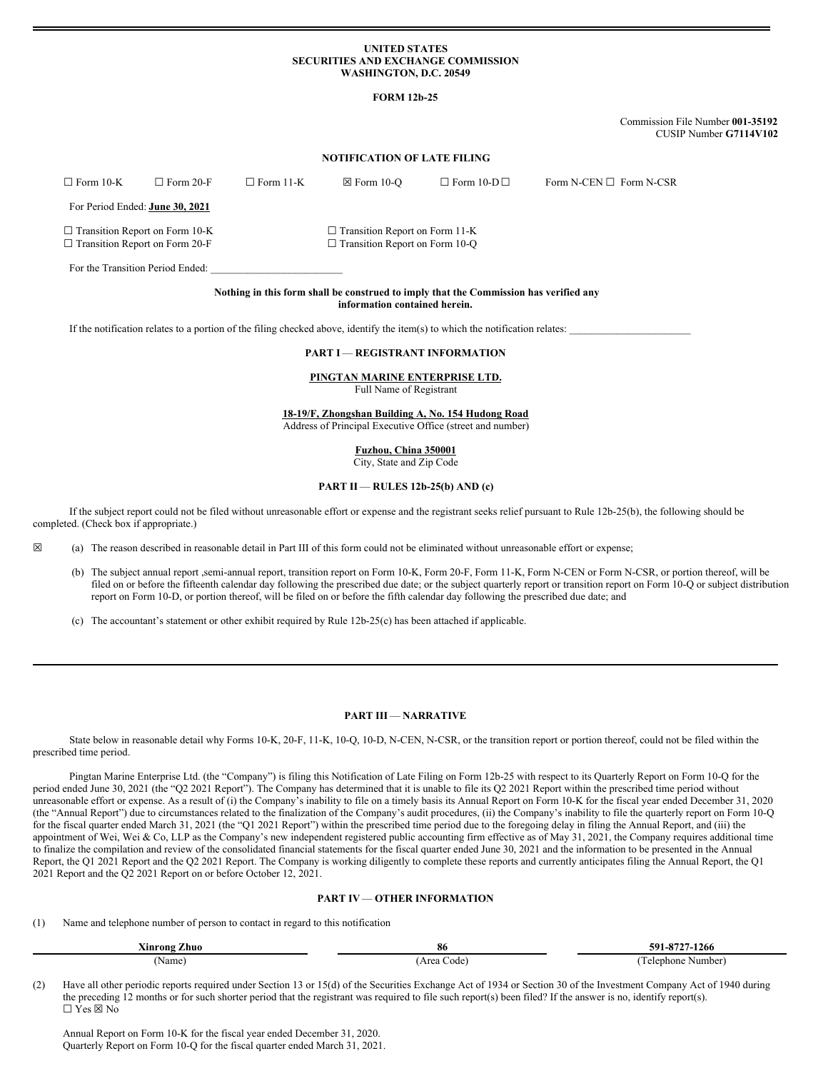**UNITED STATES**
**SECURITIES AND EXCHANGE COMMISSION**
**WASHINGTON, D.C. 20549**

**FORM 12b-25**

Commission File Number **001-35192**
CUSIP Number **G7114V102**

**NOTIFICATION OF LATE FILING**

☐ Form 10-K ☐ Form 20-F ☐ Form 11-K ☒ Form 10-Q ☐ Form 10-D ☐ Form N-CEN ☐ Form N-CSR

For Period Ended: **June 30, 2021**

☐ Transition Report on Form 10-K ☐ Transition Report on Form 11-K
☐ Transition Report on Form 20-F ☐ Transition Report on Form 10-Q

For the Transition Period Ended: ________________________

**Nothing in this form shall be construed to imply that the Commission has verified any information contained herein.**

If the notification relates to a portion of the filing checked above, identify the item(s) to which the notification relates: ______________________

**PART I — REGISTRANT INFORMATION**

**PINGTAN MARINE ENTERPRISE LTD.**
Full Name of Registrant

**18-19/F, Zhongshan Building A, No. 154 Hudong Road**
Address of Principal Executive Office (street and number)

**Fuzhou, China 350001**
City, State and Zip Code

**PART II — RULES 12b-25(b) AND (c)**

If the subject report could not be filed without unreasonable effort or expense and the registrant seeks relief pursuant to Rule 12b-25(b), the following should be completed. (Check box if appropriate.)

☒ (a) The reason described in reasonable detail in Part III of this form could not be eliminated without unreasonable effort or expense;

(b) The subject annual report ,semi-annual report, transition report on Form 10-K, Form 20-F, Form 11-K, Form N-CEN or Form N-CSR, or portion thereof, will be filed on or before the fifteenth calendar day following the prescribed due date; or the subject quarterly report or transition report on Form 10-Q or subject distribution report on Form 10-D, or portion thereof, will be filed on or before the fifth calendar day following the prescribed due date; and

(c) The accountant's statement or other exhibit required by Rule 12b-25(c) has been attached if applicable.

---

**PART III — NARRATIVE**

State below in reasonable detail why Forms 10-K, 20-F, 11-K, 10-Q, 10-D, N-CEN, N-CSR, or the transition report or portion thereof, could not be filed within the prescribed time period.

Pingtan Marine Enterprise Ltd. (the "Company") is filing this Notification of Late Filing on Form 12b-25 with respect to its Quarterly Report on Form 10-Q for the period ended June 30, 2021 (the "Q2 2021 Report"). The Company has determined that it is unable to file its Q2 2021 Report within the prescribed time period without unreasonable effort or expense. As a result of (i) the Company's inability to file on a timely basis its Annual Report on Form 10-K for the fiscal year ended December 31, 2020 (the "Annual Report") due to circumstances related to the finalization of the Company's audit procedures, (ii) the Company's inability to file the quarterly report on Form 10-Q for the fiscal quarter ended March 31, 2021 (the "Q1 2021 Report") within the prescribed time period due to the foregoing delay in filing the Annual Report, and (iii) the appointment of Wei, Wei & Co, LLP as the Company's new independent registered public accounting firm effective as of May 31, 2021, the Company requires additional time to finalize the compilation and review of the consolidated financial statements for the fiscal quarter ended June 30, 2021 and the information to be presented in the Annual Report, the Q1 2021 Report and the Q2 2021 Report. The Company is working diligently to complete these reports and currently anticipates filing the Annual Report, the Q1 2021 Report and the Q2 2021 Report on or before October 12, 2021.

**PART IV — OTHER INFORMATION**

(1) Name and telephone number of person to contact in regard to this notification

| **Xinrong Zhuo** | **86** | **591-8727-1266** |
|---|---|---|
| (Name) | (Area Code) | (Telephone Number) |

(2) Have all other periodic reports required under Section 13 or 15(d) of the Securities Exchange Act of 1934 or Section 30 of the Investment Company Act of 1940 during the preceding 12 months or for such shorter period that the registrant was required to file such report(s) been filed? If the answer is no, identify report(s).
☐ Yes ☒ No

Annual Report on Form 10-K for the fiscal year ended December 31, 2020.
Quarterly Report on Form 10-Q for the fiscal quarter ended March 31, 2021.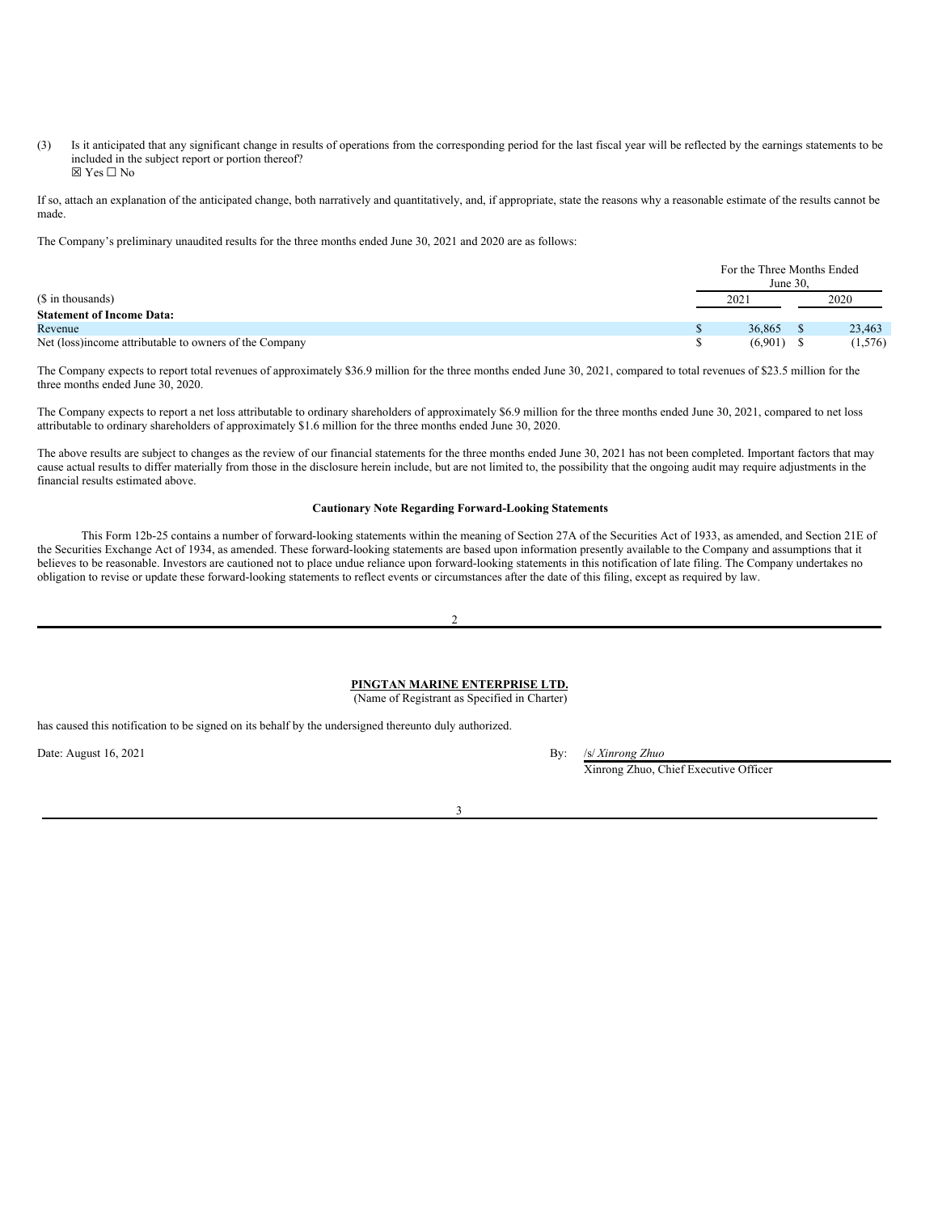(3) Is it anticipated that any significant change in results of operations from the corresponding period for the last fiscal year will be reflected by the earnings statements to be included in the subject report or portion thereof?
☒ Yes ☐ No

If so, attach an explanation of the anticipated change, both narratively and quantitatively, and, if appropriate, state the reasons why a reasonable estimate of the results cannot be made.

The Company's preliminary unaudited results for the three months ended June 30, 2021 and 2020 are as follows:

| | For the Three Months Ended June 30, | |
|---|---|---|
| ($ in thousands) | 2021 | 2020 |
| **Statement of Income Data:** | | |
| Revenue | $ 36,865 | $ 23,463 |
| Net (loss)income attributable to owners of the Company | $ (6,901) | $ (1,576) |

The Company expects to report total revenues of approximately $36.9 million for the three months ended June 30, 2021, compared to total revenues of $23.5 million for the three months ended June 30, 2020.

The Company expects to report a net loss attributable to ordinary shareholders of approximately $6.9 million for the three months ended June 30, 2021, compared to net loss attributable to ordinary shareholders of approximately $1.6 million for the three months ended June 30, 2020.

The above results are subject to changes as the review of our financial statements for the three months ended June 30, 2021 has not been completed. Important factors that may cause actual results to differ materially from those in the disclosure herein include, but are not limited to, the possibility that the ongoing audit may require adjustments in the financial results estimated above.

**Cautionary Note Regarding Forward-Looking Statements**

This Form 12b-25 contains a number of forward-looking statements within the meaning of Section 27A of the Securities Act of 1933, as amended, and Section 21E of the Securities Exchange Act of 1934, as amended. These forward-looking statements are based upon information presently available to the Company and assumptions that it believes to be reasonable. Investors are cautioned not to place undue reliance upon forward-looking statements in this notification of late filing. The Company undertakes no obligation to revise or update these forward-looking statements to reflect events or circumstances after the date of this filing, except as required by law.

**PINGTAN MARINE ENTERPRISE LTD.**
(Name of Registrant as Specified in Charter)

has caused this notification to be signed on its behalf by the undersigned thereunto duly authorized.

Date: August 16, 2021

By: /s/ *Xinrong Zhuo*
Xinrong Zhuo, Chief Executive Officer